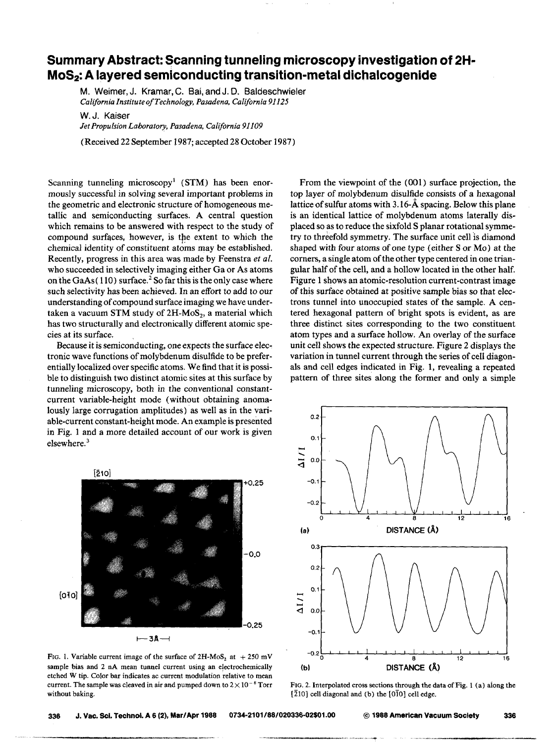# Summary Abstract: Scanning tunneling microscopy investigation of 2H-$MoS_2$: A layered semiconducting transition-metal dichalcogenide

M. Weimer, J. Kramar, C. Bai, and J. D. Baldeschwieler
*California Institute of Technology, Pasadena, California 91125*

W. J. Kaiser
*Jet Propulsion Laboratory, Pasadena, California 91109*

(Received 22 September 1987; accepted 28 October 1987)

Scanning tunneling microscopy[1] (STM) has been enormously successful in solving several important problems in the geometric and electronic structure of homogeneous metallic and semiconducting surfaces. A central question which remains to be answered with respect to the study of compound surfaces, however, is the extent to which the chemical identity of constituent atoms may be established. Recently, progress in this area was made by Feenstra *et al.* who succeeded in selectively imaging either Ga or As atoms on the GaAs(110) surface.[2] So far this is the only case where such selectivity has been achieved. In an effort to add to our understanding of compound surface imaging we have undertaken a vacuum STM study of 2H-$MoS_2$, a material which has two structurally and electronically different atomic species at its surface.

Because it is semiconducting, one expects the surface electronic wave functions of molybdenum disulfide to be preferentially localized over specific atoms. We find that it is possible to distinguish two distinct atomic sites at this surface by tunneling microscopy, both in the conventional constant-current variable-height mode (without obtaining anomalously large corrugation amplitudes) as well as in the variable-current constant-height mode. An example is presented in Fig. 1 and a more detailed account of our work is given elsewhere.[3]

[$\bar{2}10$]

[$0\bar{1}0$]

+0.25

-0.0

-0.25

3Å

FIG. 1. Variable current image of the surface of 2H-$MoS_2$ at + 250 mV sample bias and 2 nA mean tunnel current using an electrochemically etched W tip. Color bar indicates ac current modulation relative to mean current. The sample was cleaved in air and pumped down to $2 \times 10^{-8}$ Torr without baking.

From the viewpoint of the (001) surface projection, the top layer of molybdenum disulfide consists of a hexagonal lattice of sulfur atoms with 3.16-Å spacing. Below this plane is an identical lattice of molybdenum atoms laterally displaced so as to reduce the sixfold S planar rotational symmetry to threefold symmetry. The surface unit cell is diamond shaped with four atoms of one type (either S or Mo) at the corners, a single atom of the other type centered in one triangular half of the cell, and a hollow located in the other half. Figure 1 shows an atomic-resolution current-contrast image of this surface obtained at positive sample bias so that electrons tunnel into unoccupied states of the sample. A centered hexagonal pattern of bright spots is evident, as are three distinct sites corresponding to the two constituent atom types and a surface hollow. An overlay of the surface unit cell shows the expected structure. Figure 2 displays the variation in tunnel current through the series of cell diagonals and cell edges indicated in Fig. 1, revealing a repeated pattern of three sites along the former and only a simple

0.2
0.1
0.0
-0.1
-0.2
$\Delta I / I$
0 4 8 12 16
(a) DISTANCE (Å)

0.3
0.2
0.1
0.0
-0.1
-0.2
$\Delta I / I$
0 4 8 12 16
(b) DISTANCE (Å)

FIG. 2. Interpolated cross sections through the data of Fig. 1 (a) along the [$\bar{2}10$] cell diagonal and (b) the [$0\bar{1}0$] cell edge.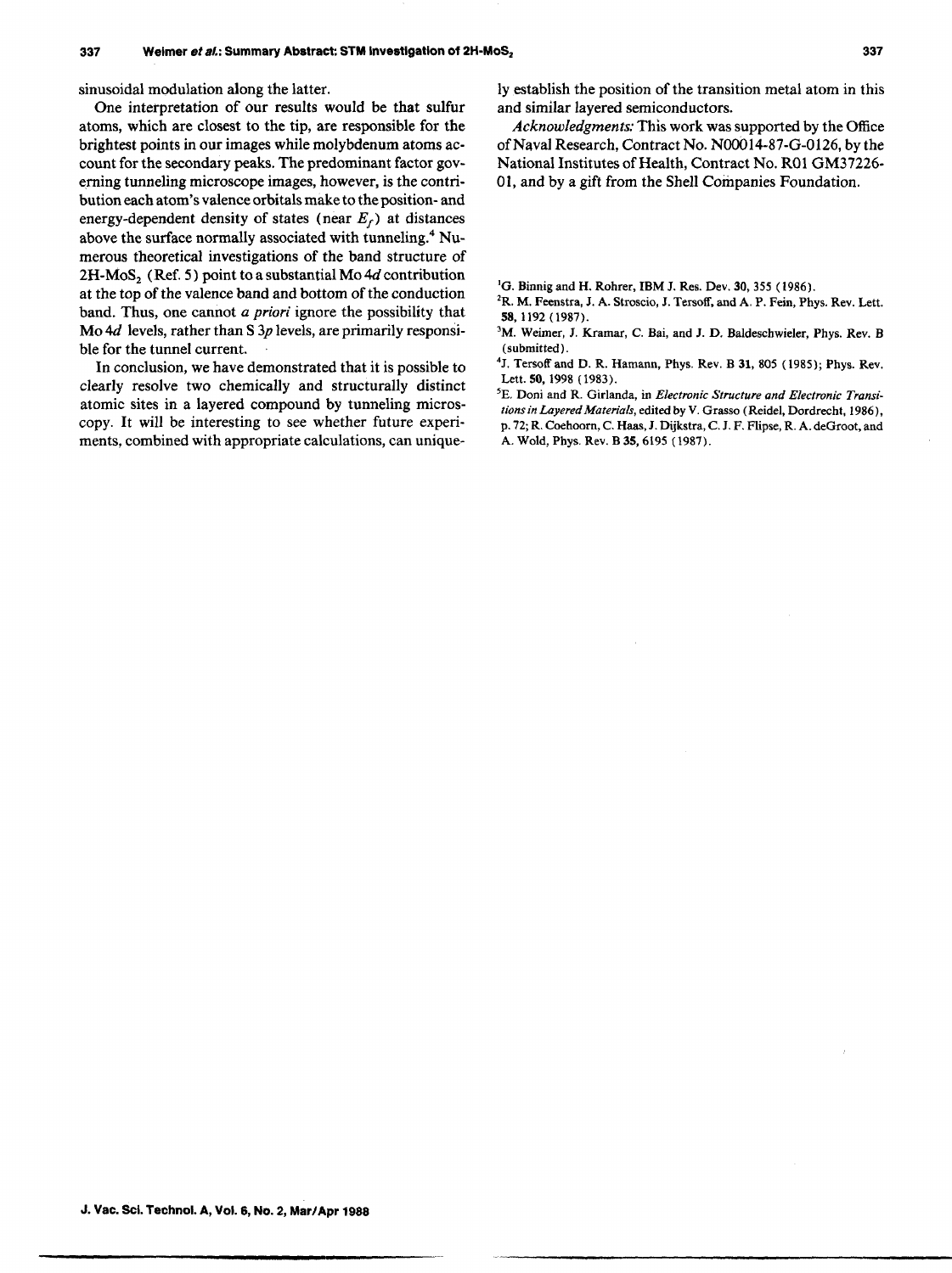sinusoidal modulation along the latter.

One interpretation of our results would be that sulfur atoms, which are closest to the tip, are responsible for the brightest points in our images while molybdenum atoms account for the secondary peaks. The predominant factor governing tunneling microscope images, however, is the contribution each atom's valence orbitals make to the position- and energy-dependent density of states (near $E_f$) at distances above the surface normally associated with tunneling.[4] Numerous theoretical investigations of the band structure of 2H-$MoS_2$ (Ref. 5) point to a substantial Mo 4*d* contribution at the top of the valence band and bottom of the conduction band. Thus, one cannot *a priori* ignore the possibility that Mo 4*d* levels, rather than S 3*p* levels, are primarily responsible for the tunnel current.

In conclusion, we have demonstrated that it is possible to clearly resolve two chemically and structurally distinct atomic sites in a layered compound by tunneling microscopy. It will be interesting to see whether future experiments, combined with appropriate calculations, can uniquely establish the position of the transition metal atom in this and similar layered semiconductors.

*Acknowledgments:* This work was supported by the Office of Naval Research, Contract No. N00014-87-G-0126, by the National Institutes of Health, Contract No. R01 GM37226-01, and by a gift from the Shell Companies Foundation.

[1] G. Binnig and H. Rohrer, IBM J. Res. Dev. **30**, 355 (1986).

[2] R. M. Feenstra, J. A. Stroscio, J. Tersoff, and A. P. Fein, Phys. Rev. Lett. **58**, 1192 (1987).

[3] M. Weimer, J. Kramar, C. Bai, and J. D. Baldeschwieler, Phys. Rev. B (submitted).

[4] J. Tersoff and D. R. Hamann, Phys. Rev. B **31**, 805 (1985); Phys. Rev. Lett. **50**, 1998 (1983).

[5] E. Doni and R. Girlanda, in *Electronic Structure and Electronic Transitions in Layered Materials*, edited by V. Grasso (Reidel, Dordrecht, 1986), p. 72; R. Coehoorn, C. Haas, J. Dijkstra, C. J. F. Flipse, R. A. deGroot, and A. Wold, Phys. Rev. B **35**, 6195 (1987).